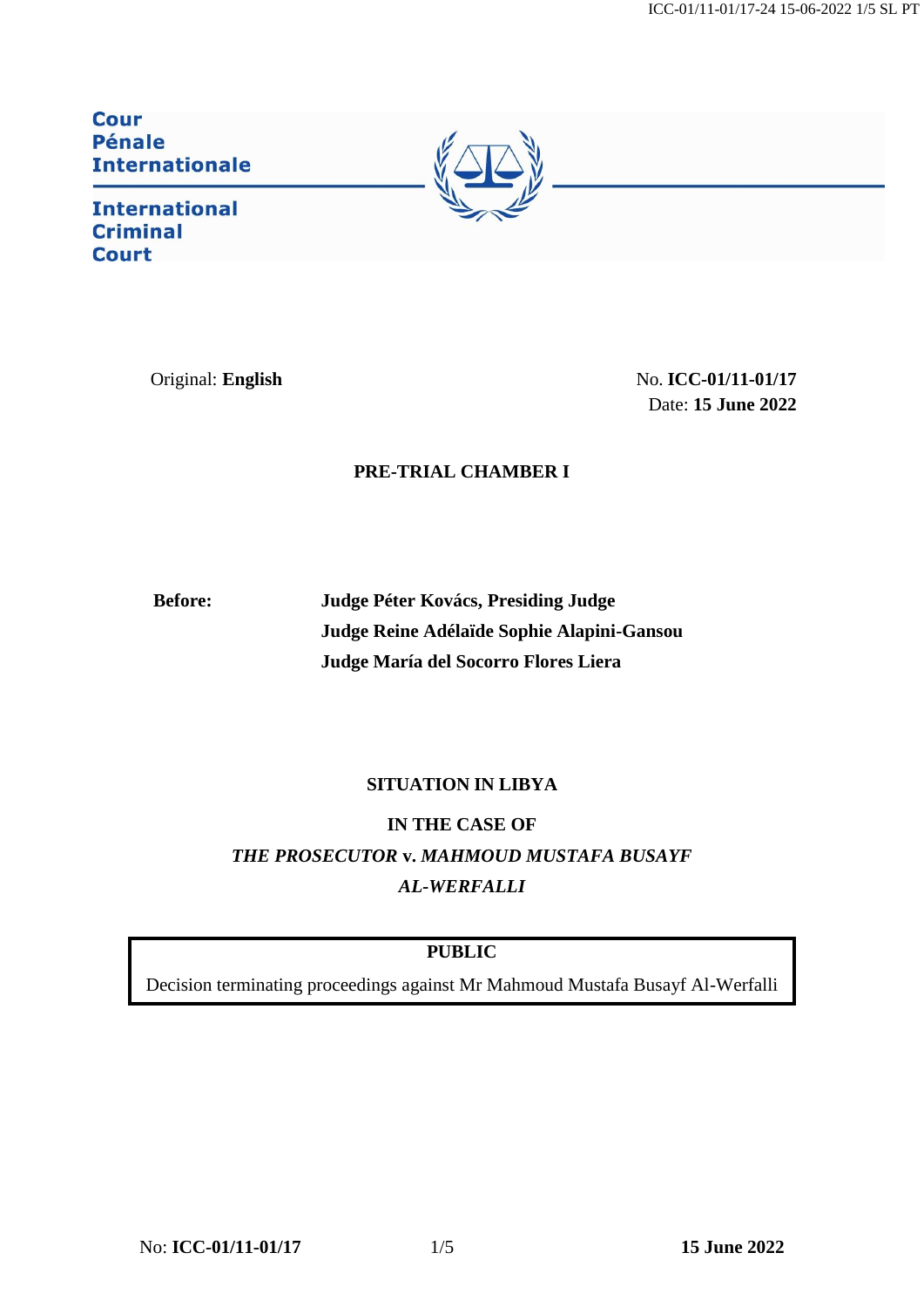Cour Pénale Internationale

International Criminal Court

Original: **English**

No. **ICC-01/11-01/17**
Date: **15 June 2022**

**PRE-TRIAL CHAMBER I**

**Before:** **Judge Péter Kovács, Presiding Judge**
**Judge Reine Adélaïde Sophie Alapini-Gansou**
**Judge María del Socorro Flores Liera**

**SITUATION IN LIBYA**

**IN THE CASE OF**
***THE PROSECUTOR* v. *MAHMOUD MUSTAFA BUSAYF AL-WERFALLI***

**PUBLIC**

Decision terminating proceedings against Mr Mahmoud Mustafa Busayf Al-Werfalli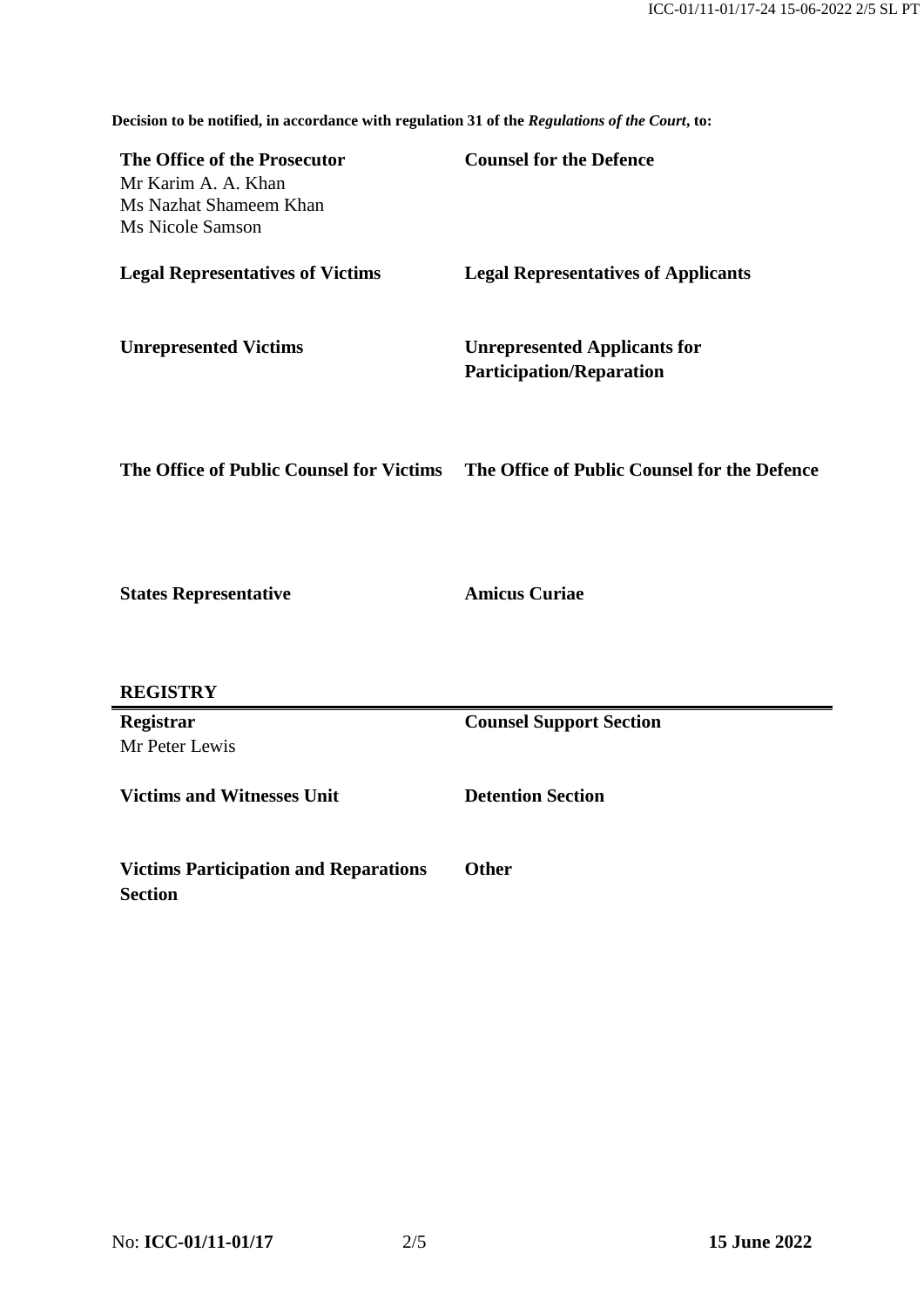**Decision to be notified, in accordance with regulation 31 of the *Regulations of the Court*, to:**

| | |
|---|---|
| **The Office of the Prosecutor**<br>Mr Karim A. A. Khan<br>Ms Nazhat Shameem Khan<br>Ms Nicole Samson | **Counsel for the Defence** |
| **Legal Representatives of Victims** | **Legal Representatives of Applicants** |
| **Unrepresented Victims** | **Unrepresented Applicants for Participation/Reparation** |
| **The Office of Public Counsel for Victims** | **The Office of Public Counsel for the Defence** |
| **States Representative** | **Amicus Curiae** |

**REGISTRY**

| | |
|---|---|
| **Registrar**<br>Mr Peter Lewis | **Counsel Support Section** |
| **Victims and Witnesses Unit** | **Detention Section** |
| **Victims Participation and Reparations Section** | **Other** |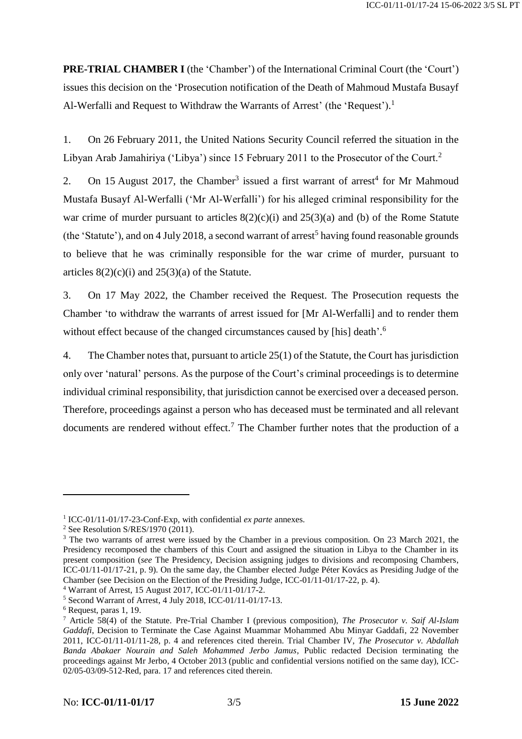**PRE-TRIAL CHAMBER I** (the 'Chamber') of the International Criminal Court (the 'Court') issues this decision on the 'Prosecution notification of the Death of Mahmoud Mustafa Busayf Al-Werfalli and Request to Withdraw the Warrants of Arrest' (the 'Request').[1]

1. On 26 February 2011, the United Nations Security Council referred the situation in the Libyan Arab Jamahiriya ('Libya') since 15 February 2011 to the Prosecutor of the Court.[2]

2. On 15 August 2017, the Chamber[3] issued a first warrant of arrest[4] for Mr Mahmoud Mustafa Busayf Al-Werfalli ('Mr Al-Werfalli') for his alleged criminal responsibility for the war crime of murder pursuant to articles 8(2)(c)(i) and 25(3)(a) and (b) of the Rome Statute (the 'Statute'), and on 4 July 2018, a second warrant of arrest[5] having found reasonable grounds to believe that he was criminally responsible for the war crime of murder, pursuant to articles 8(2)(c)(i) and 25(3)(a) of the Statute.

3. On 17 May 2022, the Chamber received the Request. The Prosecution requests the Chamber 'to withdraw the warrants of arrest issued for [Mr Al-Werfalli] and to render them without effect because of the changed circumstances caused by [his] death'.[6]

4. The Chamber notes that, pursuant to article 25(1) of the Statute, the Court has jurisdiction only over 'natural' persons. As the purpose of the Court's criminal proceedings is to determine individual criminal responsibility, that jurisdiction cannot be exercised over a deceased person. Therefore, proceedings against a person who has deceased must be terminated and all relevant documents are rendered without effect.[7] The Chamber further notes that the production of a

---

[1] ICC-01/11-01/17-23-Conf-Exp, with confidential *ex parte* annexes.

[2] See Resolution S/RES/1970 (2011).

[3] The two warrants of arrest were issued by the Chamber in a previous composition. On 23 March 2021, the Presidency recomposed the chambers of this Court and assigned the situation in Libya to the Chamber in its present composition (*see* The Presidency, Decision assigning judges to divisions and recomposing Chambers, ICC-01/11-01/17-21, p. 9). On the same day, the Chamber elected Judge Péter Kovács as Presiding Judge of the Chamber (see Decision on the Election of the Presiding Judge, ICC-01/11-01/17-22, p. 4).

[4] Warrant of Arrest, 15 August 2017, ICC-01/11-01/17-2.

[5] Second Warrant of Arrest, 4 July 2018, ICC-01/11-01/17-13.

[6] Request, paras 1, 19.

[7] Article 58(4) of the Statute. Pre-Trial Chamber I (previous composition), *The Prosecutor v. Saif Al-Islam Gaddafi*, Decision to Terminate the Case Against Muammar Mohammed Abu Minyar Gaddafi, 22 November 2011, ICC-01/11-01/11-28, p. 4 and references cited therein. Trial Chamber IV, *The Prosecutor v. Abdallah Banda Abakaer Nourain and Saleh Mohammed Jerbo Jamus*, Public redacted Decision terminating the proceedings against Mr Jerbo, 4 October 2013 (public and confidential versions notified on the same day), ICC-02/05-03/09-512-Red, para. 17 and references cited therein.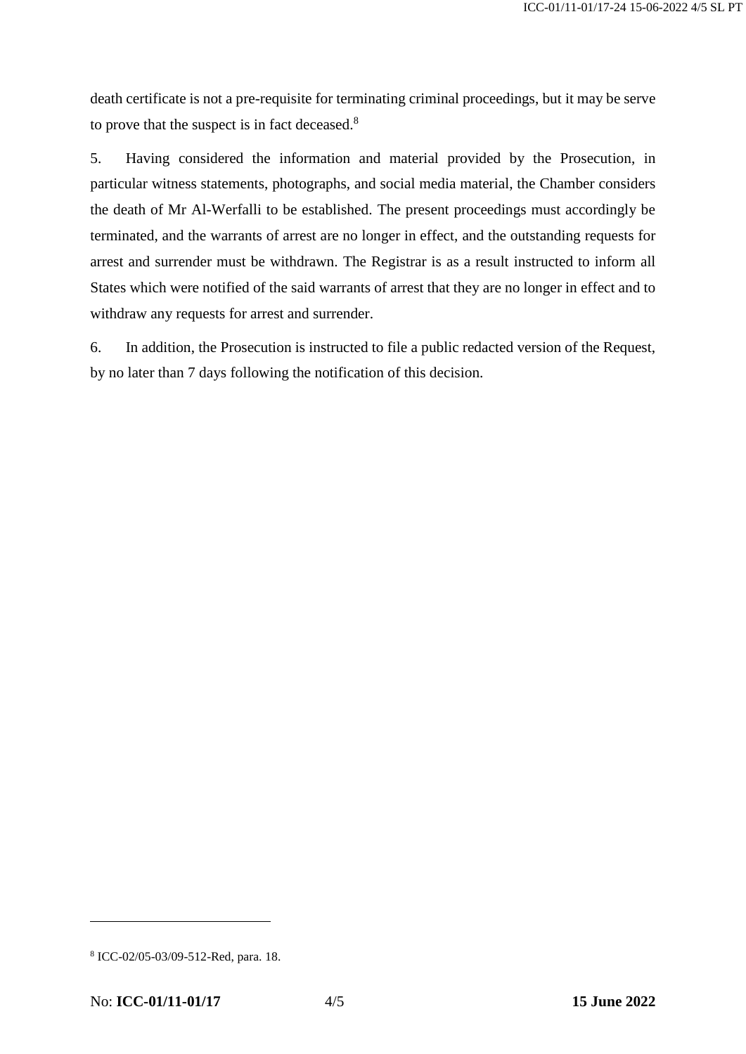death certificate is not a pre-requisite for terminating criminal proceedings, but it may be serve to prove that the suspect is in fact deceased.[8]

5. Having considered the information and material provided by the Prosecution, in particular witness statements, photographs, and social media material, the Chamber considers the death of Mr Al-Werfalli to be established. The present proceedings must accordingly be terminated, and the warrants of arrest are no longer in effect, and the outstanding requests for arrest and surrender must be withdrawn. The Registrar is as a result instructed to inform all States which were notified of the said warrants of arrest that they are no longer in effect and to withdraw any requests for arrest and surrender.

6. In addition, the Prosecution is instructed to file a public redacted version of the Request, by no later than 7 days following the notification of this decision.

---

[8] ICC-02/05-03/09-512-Red, para. 18.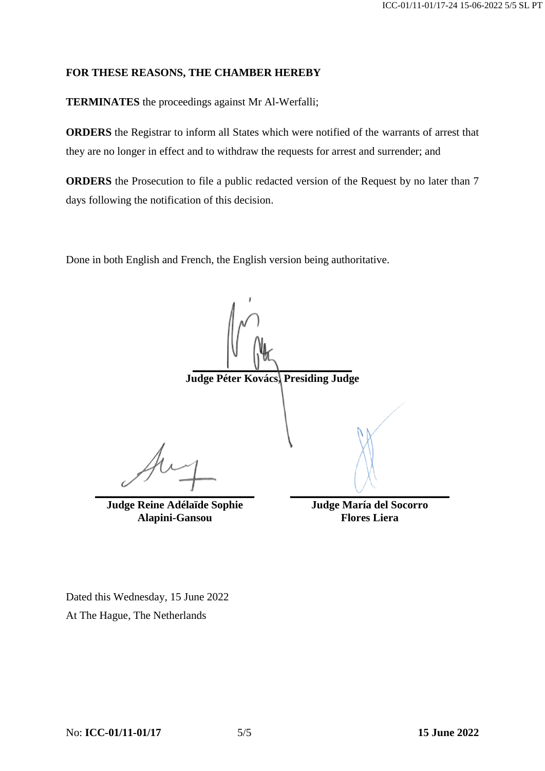**FOR THESE REASONS, THE CHAMBER HEREBY**

**TERMINATES** the proceedings against Mr Al-Werfalli;

**ORDERS** the Registrar to inform all States which were notified of the warrants of arrest that they are no longer in effect and to withdraw the requests for arrest and surrender; and

**ORDERS** the Prosecution to file a public redacted version of the Request by no later than 7 days following the notification of this decision.

Done in both English and French, the English version being authoritative.

**Judge Péter Kovács, Presiding Judge**

**Judge Reine Adélaïde Sophie Alapini-Gansou**

**Judge María del Socorro Flores Liera**

Dated this Wednesday, 15 June 2022

At The Hague, The Netherlands